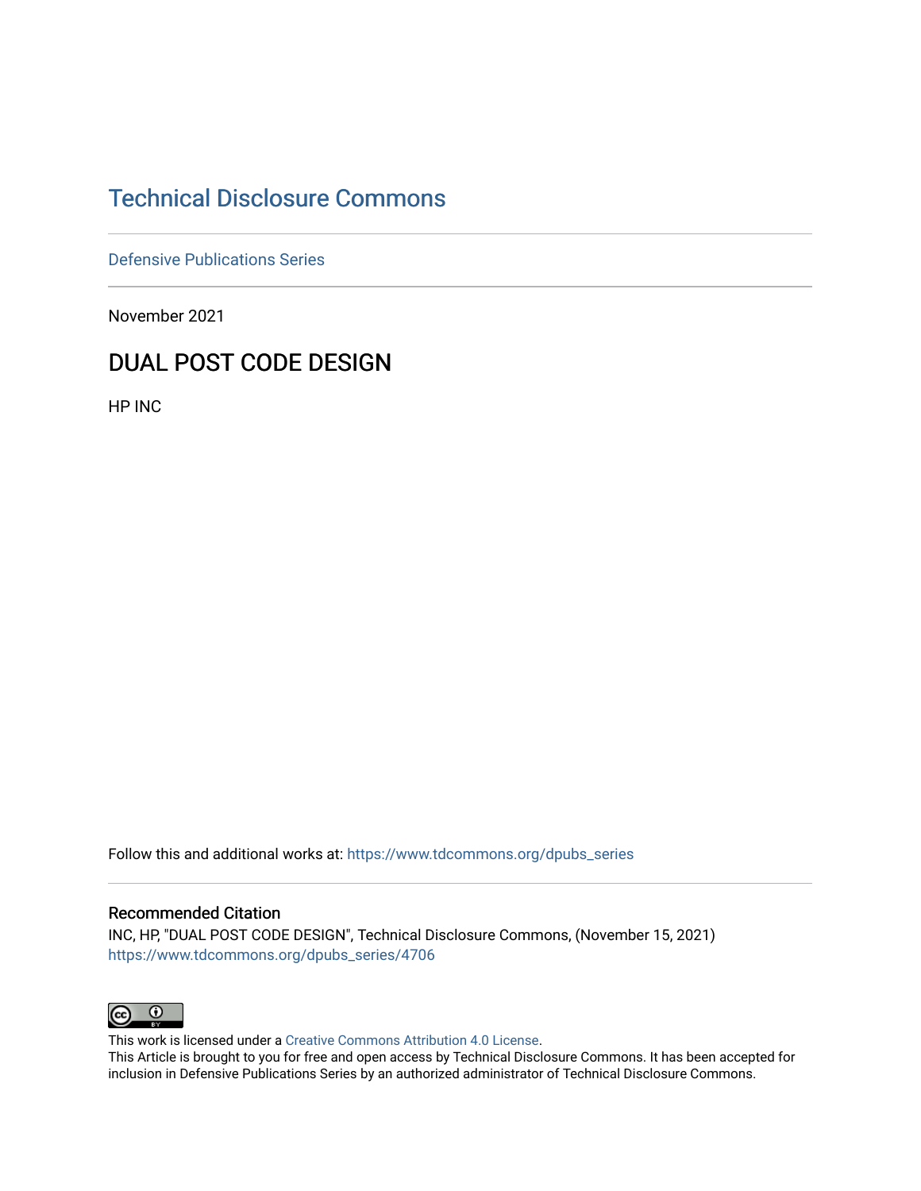# Technical Disclosure Commons

Defensive Publications Series

November 2021

## DUAL POST CODE DESIGN

HP INC

Follow this and additional works at: https://www.tdcommons.org/dpubs_series

### Recommended Citation

INC, HP, "DUAL POST CODE DESIGN", Technical Disclosure Commons, (November 15, 2021)
https://www.tdcommons.org/dpubs_series/4706

This work is licensed under a Creative Commons Attribution 4.0 License.
This Article is brought to you for free and open access by Technical Disclosure Commons. It has been accepted for inclusion in Defensive Publications Series by an authorized administrator of Technical Disclosure Commons.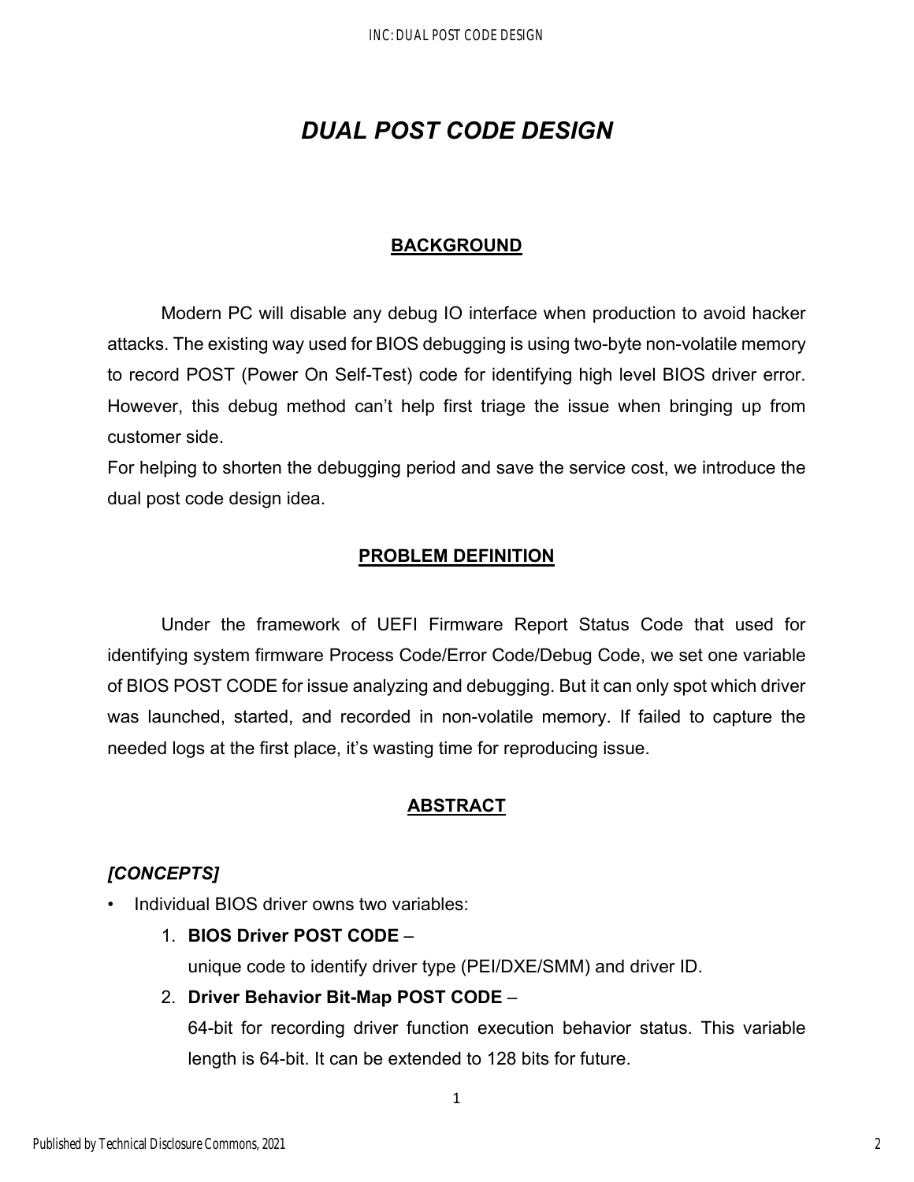# *DUAL POST CODE DESIGN*

## BACKGROUND

Modern PC will disable any debug IO interface when production to avoid hacker attacks. The existing way used for BIOS debugging is using two-byte non-volatile memory to record POST (Power On Self-Test) code for identifying high level BIOS driver error. However, this debug method can't help first triage the issue when bringing up from customer side.

For helping to shorten the debugging period and save the service cost, we introduce the dual post code design idea.

## PROBLEM DEFINITION

Under the framework of UEFI Firmware Report Status Code that used for identifying system firmware Process Code/Error Code/Debug Code, we set one variable of BIOS POST CODE for issue analyzing and debugging. But it can only spot which driver was launched, started, and recorded in non-volatile memory. If failed to capture the needed logs at the first place, it's wasting time for reproducing issue.

## ABSTRACT

### *[CONCEPTS]*

- Individual BIOS driver owns two variables:
  1. **BIOS Driver POST CODE** –
     unique code to identify driver type (PEI/DXE/SMM) and driver ID.
  2. **Driver Behavior Bit-Map POST CODE** –
     64-bit for recording driver function execution behavior status. This variable length is 64-bit. It can be extended to 128 bits for future.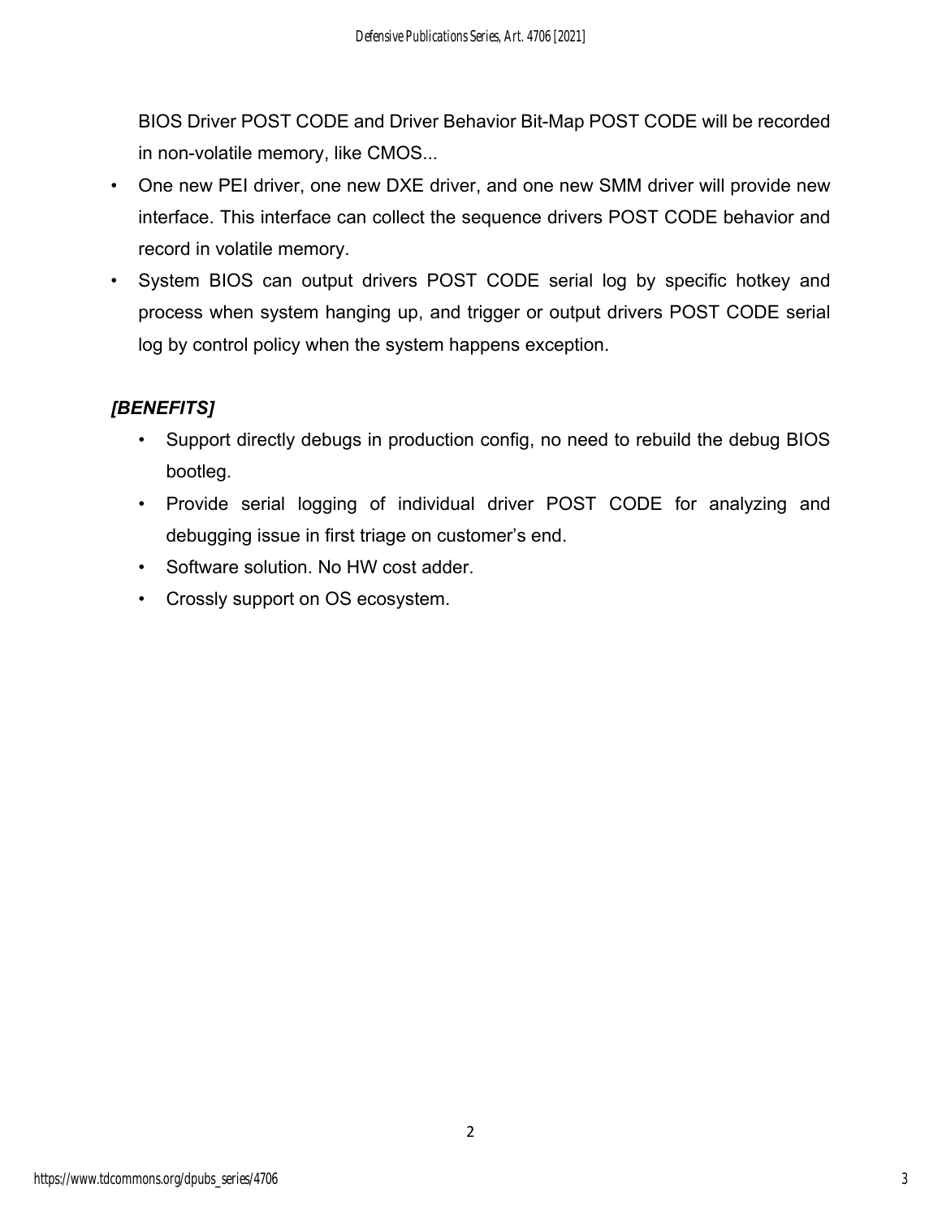BIOS Driver POST CODE and Driver Behavior Bit-Map POST CODE will be recorded in non-volatile memory, like CMOS...

- One new PEI driver, one new DXE driver, and one new SMM driver will provide new interface. This interface can collect the sequence drivers POST CODE behavior and record in volatile memory.
- System BIOS can output drivers POST CODE serial log by specific hotkey and process when system hanging up, and trigger or output drivers POST CODE serial log by control policy when the system happens exception.

## *[BENEFITS]*

- Support directly debugs in production config, no need to rebuild the debug BIOS bootleg.
- Provide serial logging of individual driver POST CODE for analyzing and debugging issue in first triage on customer's end.
- Software solution. No HW cost adder.
- Crossly support on OS ecosystem.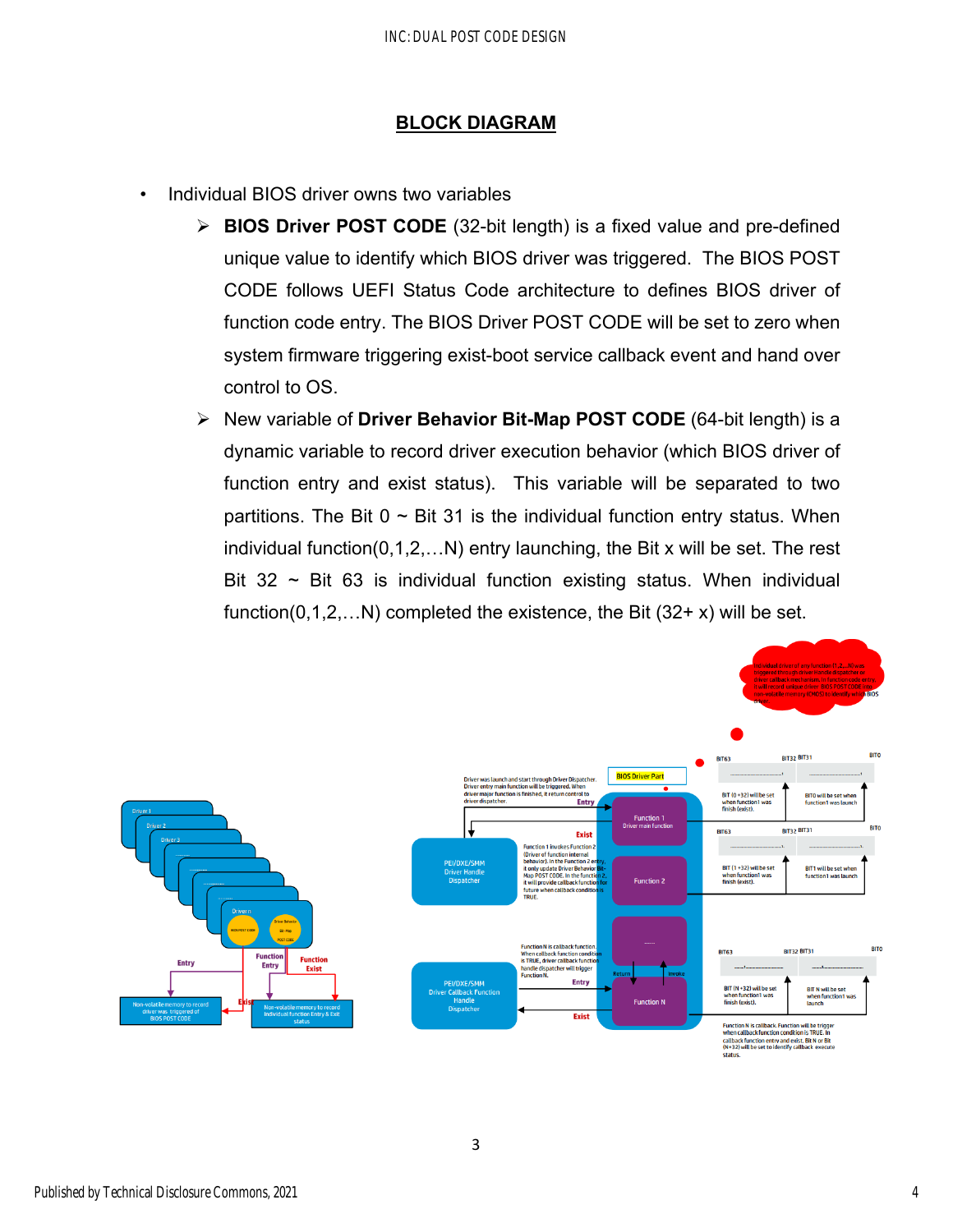## BLOCK DIAGRAM

- Individual BIOS driver owns two variables
  - **BIOS Driver POST CODE** (32-bit length) is a fixed value and pre-defined unique value to identify which BIOS driver was triggered. The BIOS POST CODE follows UEFI Status Code architecture to defines BIOS driver of function code entry. The BIOS Driver POST CODE will be set to zero when system firmware triggering exist-boot service callback event and hand over control to OS.
  - New variable of **Driver Behavior Bit-Map POST CODE** (64-bit length) is a dynamic variable to record driver execution behavior (which BIOS driver of function entry and exist status). This variable will be separated to two partitions. The Bit 0 ~ Bit 31 is the individual function entry status. When individual function(0,1,2,…N) entry launching, the Bit x will be set. The rest Bit 32 ~ Bit 63 is individual function existing status. When individual function(0,1,2,…N) completed the existence, the Bit (32+ x) will be set.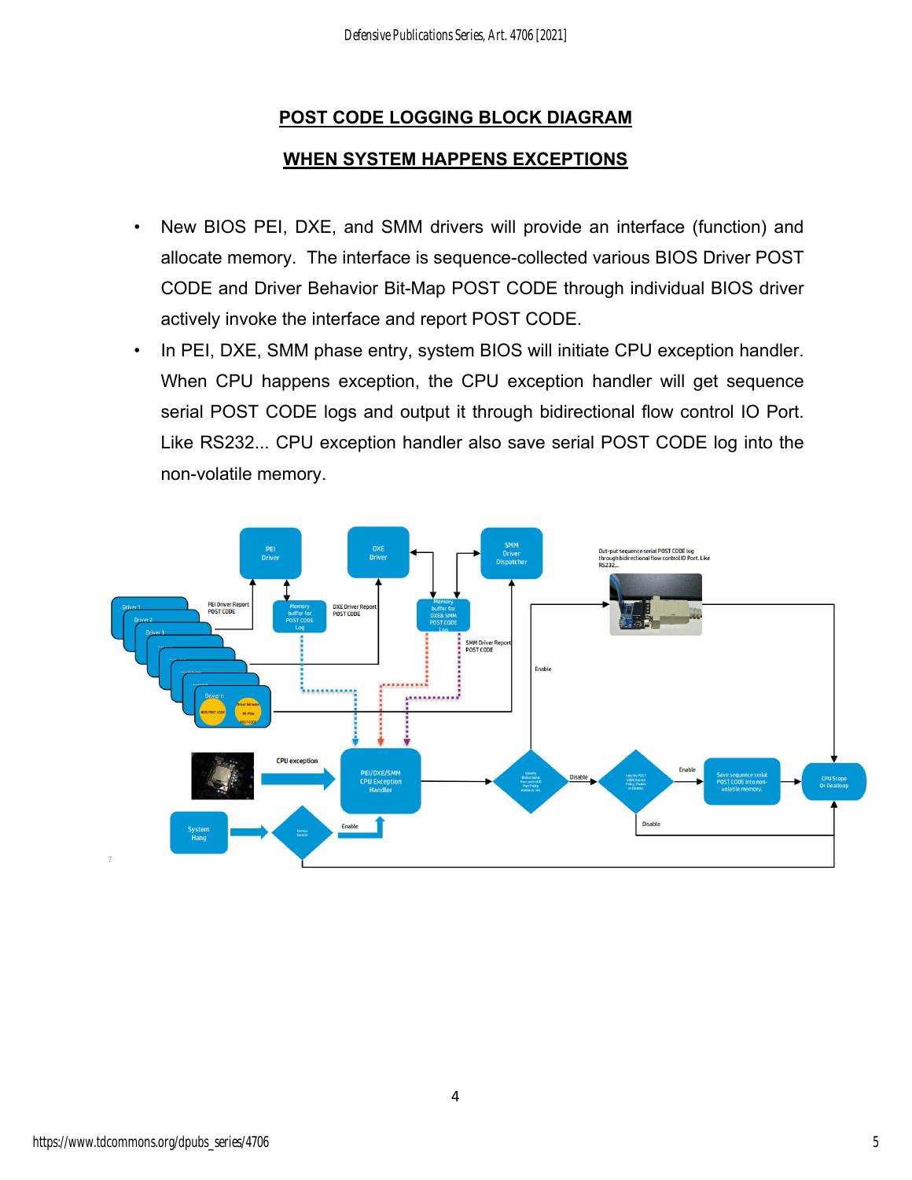## POST CODE LOGGING BLOCK DIAGRAM

## WHEN SYSTEM HAPPENS EXCEPTIONS

- New BIOS PEI, DXE, and SMM drivers will provide an interface (function) and allocate memory. The interface is sequence-collected various BIOS Driver POST CODE and Driver Behavior Bit-Map POST CODE through individual BIOS driver actively invoke the interface and report POST CODE.
- In PEI, DXE, SMM phase entry, system BIOS will initiate CPU exception handler. When CPU happens exception, the CPU exception handler will get sequence serial POST CODE logs and output it through bidirectional flow control IO Port. Like RS232... CPU exception handler also save serial POST CODE log into the non-volatile memory.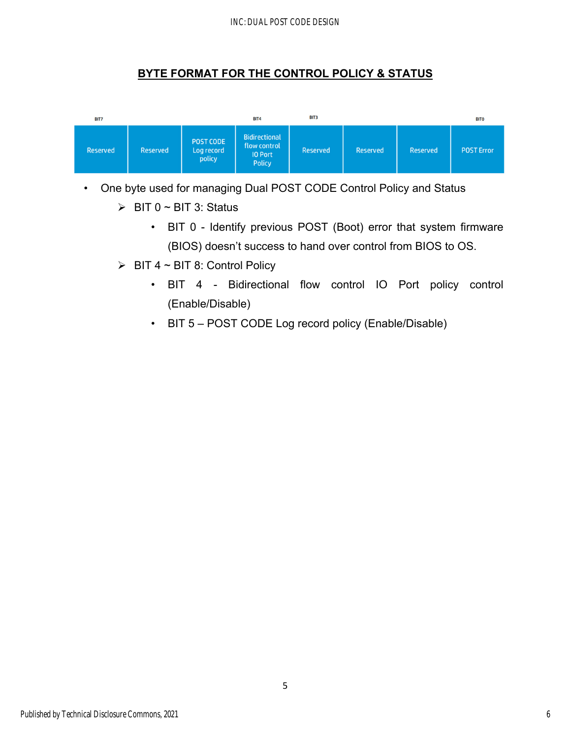## BYTE FORMAT FOR THE CONTROL POLICY & STATUS

| BIT7 | | | BIT4 | BIT3 | | | BIT0 |
|---|---|---|---|---|---|---|---|
| Reserved | Reserved | POST CODE Log record policy | Bidirectional flow control IO Port Policy | Reserved | Reserved | Reserved | POST Error |

- One byte used for managing Dual POST CODE Control Policy and Status
  - BIT 0 ~ BIT 3: Status
    - BIT 0 - Identify previous POST (Boot) error that system firmware (BIOS) doesn't success to hand over control from BIOS to OS.
  - BIT 4 ~ BIT 8: Control Policy
    - BIT 4 - Bidirectional flow control IO Port policy control (Enable/Disable)
    - BIT 5 – POST CODE Log record policy (Enable/Disable)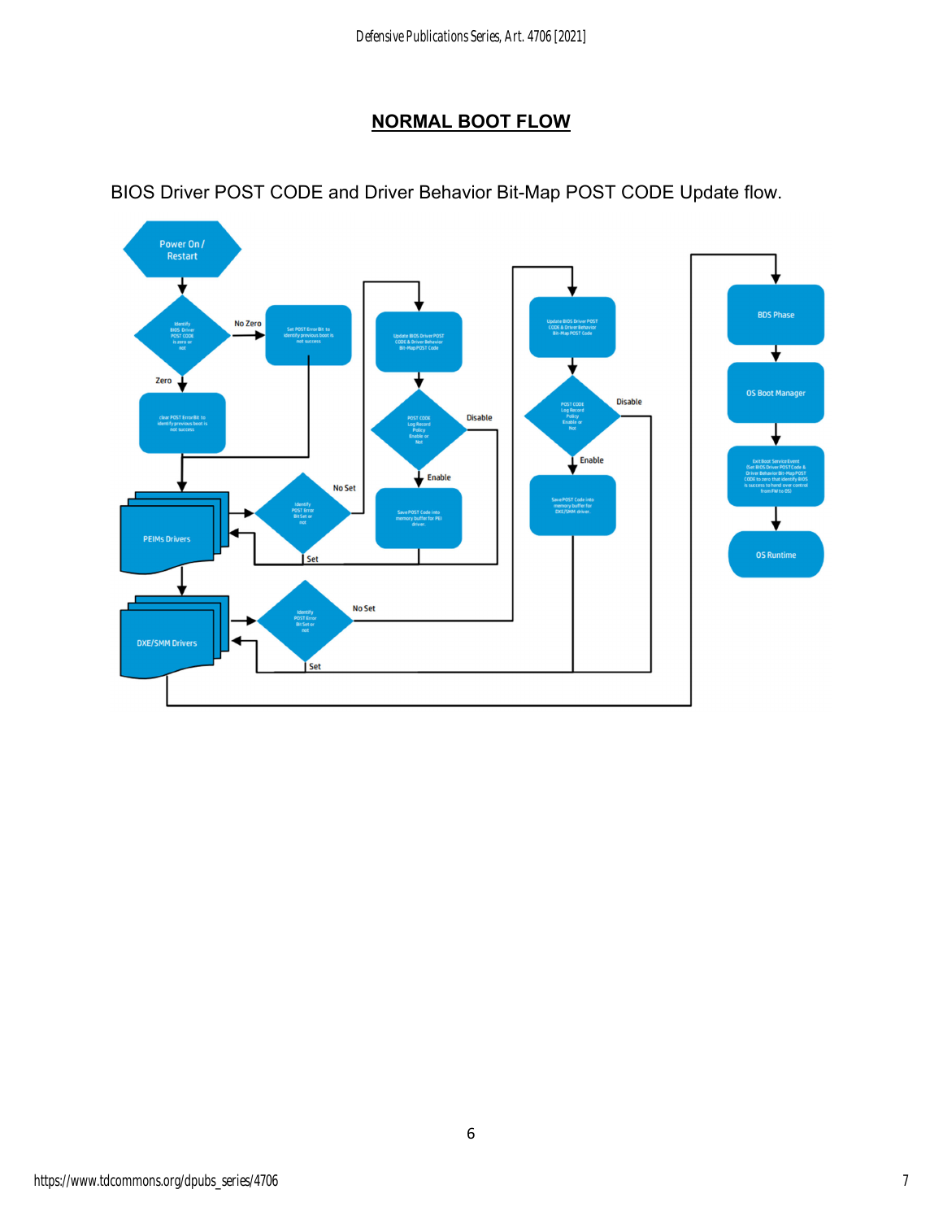# NORMAL BOOT FLOW

BIOS Driver POST CODE and Driver Behavior Bit-Map POST CODE Update flow.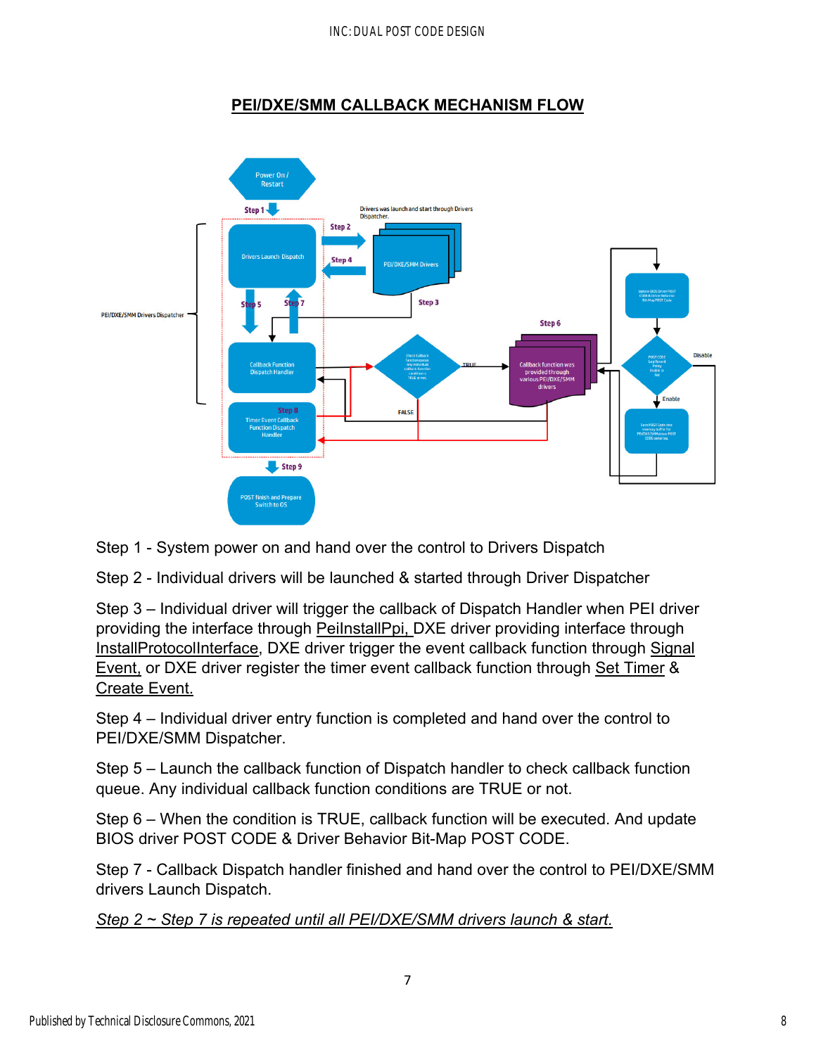## PEI/DXE/SMM CALLBACK MECHANISM FLOW

Step 1 - System power on and hand over the control to Drivers Dispatch

Step 2 - Individual drivers will be launched & started through Driver Dispatcher

Step 3 – Individual driver will trigger the callback of Dispatch Handler when PEI driver providing the interface through PeiInstallPpi, DXE driver providing interface through InstallProtocolInterface, DXE driver trigger the event callback function through Signal Event, or DXE driver register the timer event callback function through Set Timer & Create Event.

Step 4 – Individual driver entry function is completed and hand over the control to PEI/DXE/SMM Dispatcher.

Step 5 – Launch the callback function of Dispatch handler to check callback function queue. Any individual callback function conditions are TRUE or not.

Step 6 – When the condition is TRUE, callback function will be executed. And update BIOS driver POST CODE & Driver Behavior Bit-Map POST CODE.

Step 7 - Callback Dispatch handler finished and hand over the control to PEI/DXE/SMM drivers Launch Dispatch.

*Step 2 ~ Step 7 is repeated until all PEI/DXE/SMM drivers launch & start.*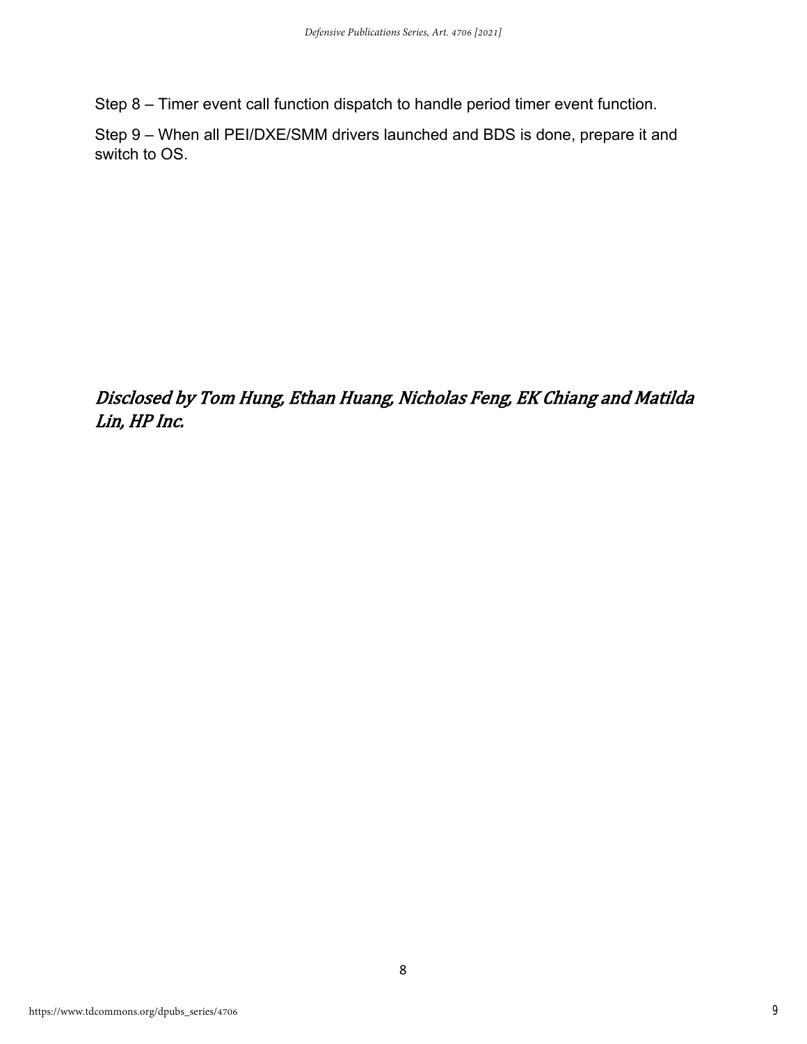Step 8 – Timer event call function dispatch to handle period timer event function.

Step 9 – When all PEI/DXE/SMM drivers launched and BDS is done, prepare it and switch to OS.

*Disclosed by Tom Hung, Ethan Huang, Nicholas Feng, EK Chiang and Matilda Lin, HP Inc.*